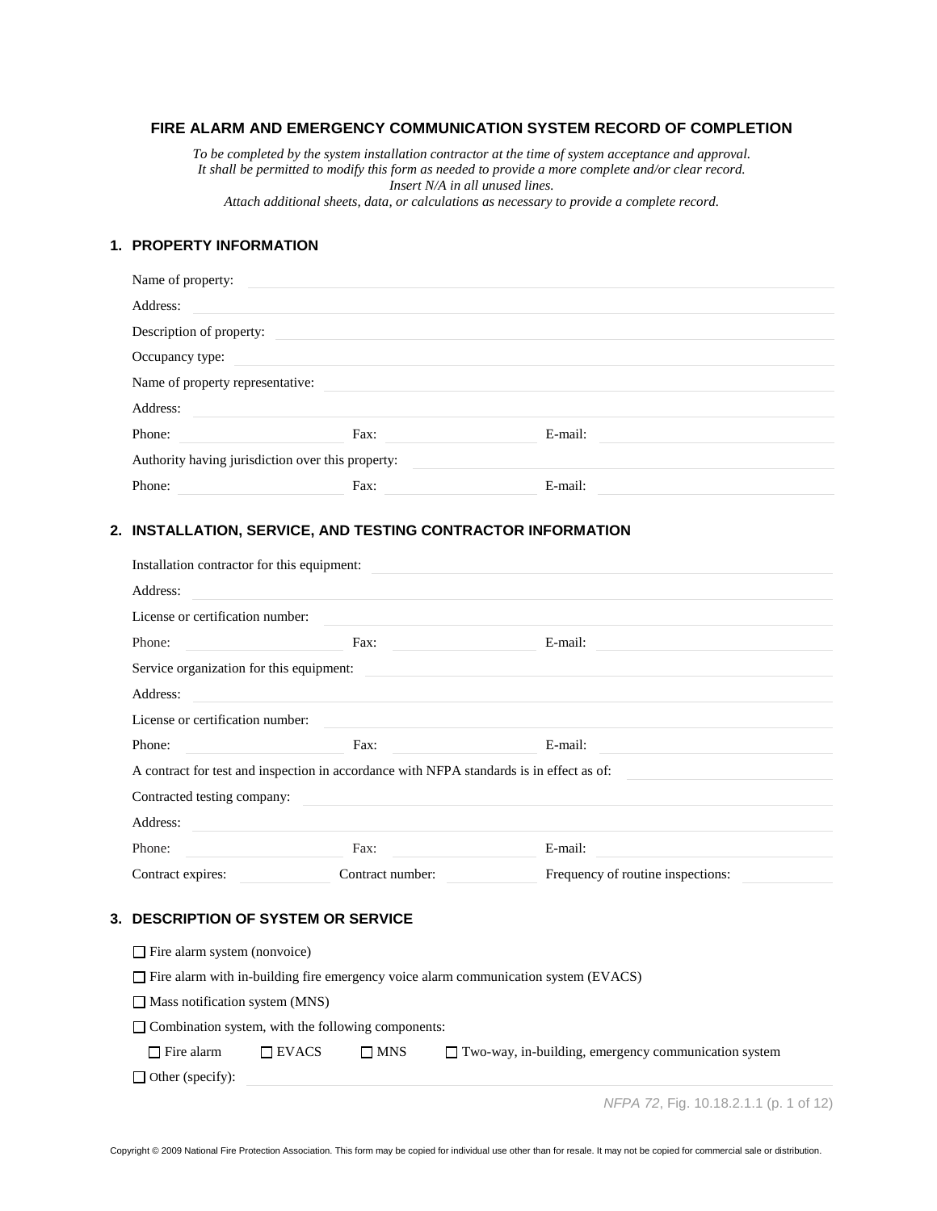# FIRE ALARM AND EMERGENCY COMMUNICATION SYSTEM RECORD OF COMPLETION

*To be completed by the system installation contractor at the time of system acceptance and approval.*
*It shall be permitted to modify this form as needed to provide a more complete and/or clear record.*
*Insert N/A in all unused lines.*
*Attach additional sheets, data, or calculations as necessary to provide a complete record.*

## 1. PROPERTY INFORMATION

Name of property: \_\_\_\_\_\_\_\_\_\_\_\_\_\_\_\_\_\_\_\_

Address: \_\_\_\_\_\_\_\_\_\_\_\_\_\_\_\_\_\_\_\_

Description of property: \_\_\_\_\_\_\_\_\_\_\_\_\_\_\_\_\_\_\_\_

Occupancy type: \_\_\_\_\_\_\_\_\_\_\_\_\_\_\_\_\_\_\_\_

Name of property representative: \_\_\_\_\_\_\_\_\_\_\_\_\_\_\_\_\_\_\_\_

Address: \_\_\_\_\_\_\_\_\_\_\_\_\_\_\_\_\_\_\_\_

Phone: \_\_\_\_\_\_\_\_\_\_ Fax: \_\_\_\_\_\_\_\_\_\_ E-mail: \_\_\_\_\_\_\_\_\_\_

Authority having jurisdiction over this property: \_\_\_\_\_\_\_\_\_\_\_\_\_\_\_\_\_\_\_\_

Phone: \_\_\_\_\_\_\_\_\_\_ Fax: \_\_\_\_\_\_\_\_\_\_ E-mail: \_\_\_\_\_\_\_\_\_\_

## 2. INSTALLATION, SERVICE, AND TESTING CONTRACTOR INFORMATION

Installation contractor for this equipment: \_\_\_\_\_\_\_\_\_\_\_\_\_\_\_\_\_\_\_\_

Address: \_\_\_\_\_\_\_\_\_\_\_\_\_\_\_\_\_\_\_\_

License or certification number: \_\_\_\_\_\_\_\_\_\_\_\_\_\_\_\_\_\_\_\_

Phone: \_\_\_\_\_\_\_\_\_\_ Fax: \_\_\_\_\_\_\_\_\_\_ E-mail: \_\_\_\_\_\_\_\_\_\_

Service organization for this equipment: \_\_\_\_\_\_\_\_\_\_\_\_\_\_\_\_\_\_\_\_

Address: \_\_\_\_\_\_\_\_\_\_\_\_\_\_\_\_\_\_\_\_

License or certification number: \_\_\_\_\_\_\_\_\_\_\_\_\_\_\_\_\_\_\_\_

Phone: \_\_\_\_\_\_\_\_\_\_ Fax: \_\_\_\_\_\_\_\_\_\_ E-mail: \_\_\_\_\_\_\_\_\_\_

A contract for test and inspection in accordance with NFPA standards is in effect as of: \_\_\_\_\_\_\_\_\_\_

Contracted testing company: \_\_\_\_\_\_\_\_\_\_\_\_\_\_\_\_\_\_\_\_

Address: \_\_\_\_\_\_\_\_\_\_\_\_\_\_\_\_\_\_\_\_

Phone: \_\_\_\_\_\_\_\_\_\_ Fax: \_\_\_\_\_\_\_\_\_\_ E-mail: \_\_\_\_\_\_\_\_\_\_

Contract expires: \_\_\_\_\_\_\_\_\_\_ Contract number: \_\_\_\_\_\_\_\_\_\_ Frequency of routine inspections: \_\_\_\_\_\_\_\_\_\_

## 3. DESCRIPTION OF SYSTEM OR SERVICE

☐ Fire alarm system (nonvoice)

☐ Fire alarm with in-building fire emergency voice alarm communication system (EVACS)

☐ Mass notification system (MNS)

☐ Combination system, with the following components:

☐ Fire alarm ☐ EVACS ☐ MNS ☐ Two-way, in-building, emergency communication system

☐ Other (specify): \_\_\_\_\_\_\_\_\_\_\_\_\_\_\_\_\_\_\_\_

*NFPA 72*, Fig. 10.18.2.1.1 (p. 1 of 12)

Copyright © 2009 National Fire Protection Association. This form may be copied for individual use other than for resale. It may not be copied for commercial sale or distribution.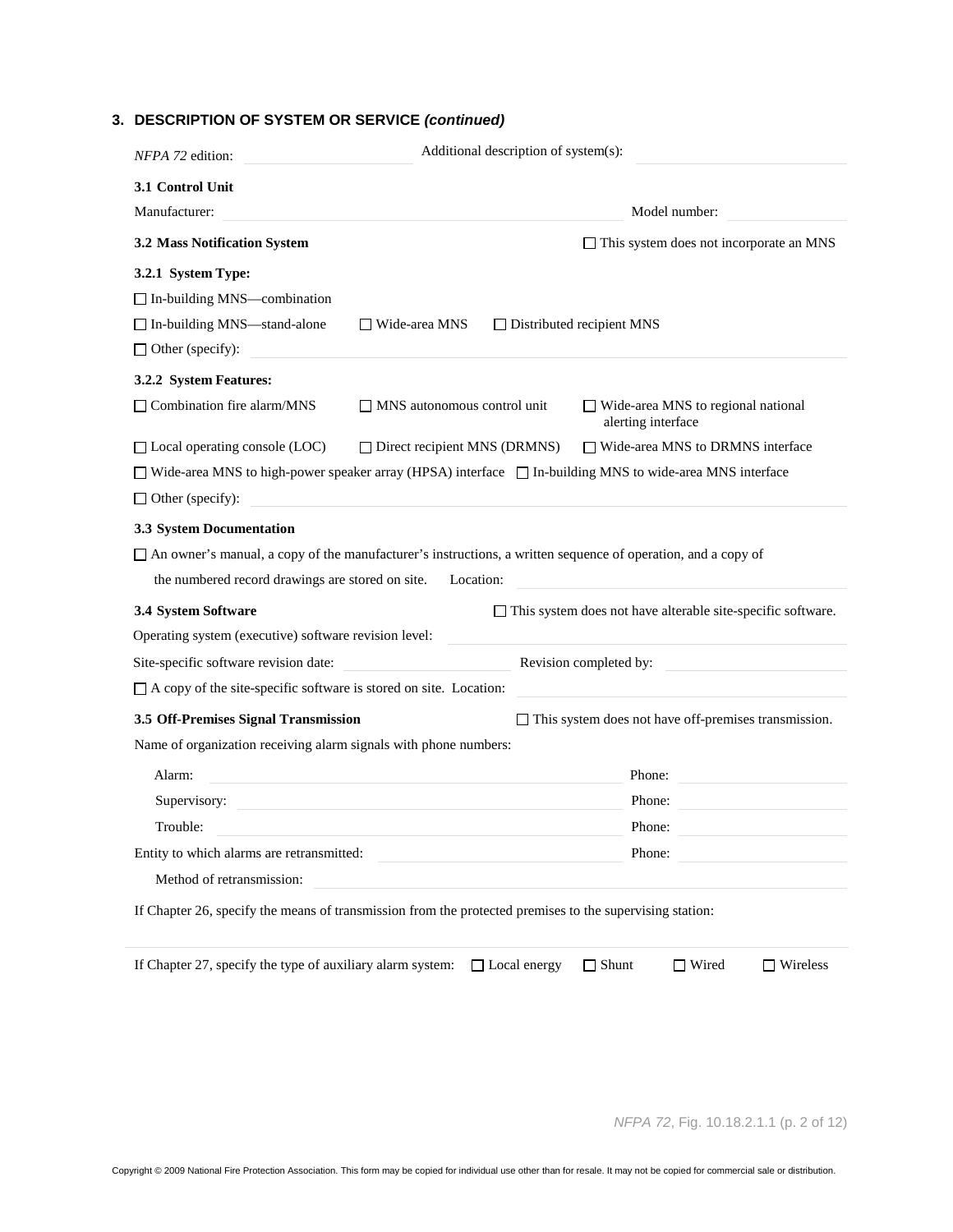## 3. DESCRIPTION OF SYSTEM OR SERVICE *(continued)*

*NFPA 72* edition: \_\_\_\_\_\_\_\_\_\_ Additional description of system(s): \_\_\_\_\_\_\_\_\_\_

**3.1 Control Unit**

Manufacturer: \_\_\_\_\_\_\_\_\_\_ Model number: \_\_\_\_\_\_\_\_\_\_

**3.2 Mass Notification System** ☐ This system does not incorporate an MNS

**3.2.1 System Type:**

☐ In-building MNS—combination

☐ In-building MNS—stand-alone ☐ Wide-area MNS ☐ Distributed recipient MNS

☐ Other (specify): \_\_\_\_\_\_\_\_\_\_

**3.2.2 System Features:**

☐ Combination fire alarm/MNS ☐ MNS autonomous control unit ☐ Wide-area MNS to regional national alerting interface

☐ Local operating console (LOC) ☐ Direct recipient MNS (DRMNS) ☐ Wide-area MNS to DRMNS interface

☐ Wide-area MNS to high-power speaker array (HPSA) interface ☐ In-building MNS to wide-area MNS interface

☐ Other (specify): \_\_\_\_\_\_\_\_\_\_

**3.3 System Documentation**

☐ An owner's manual, a copy of the manufacturer's instructions, a written sequence of operation, and a copy of the numbered record drawings are stored on site. Location: \_\_\_\_\_\_\_\_\_\_

**3.4 System Software** ☐ This system does not have alterable site-specific software.

Operating system (executive) software revision level: \_\_\_\_\_\_\_\_\_\_

Site-specific software revision date: \_\_\_\_\_\_\_\_\_\_ Revision completed by: \_\_\_\_\_\_\_\_\_\_

☐ A copy of the site-specific software is stored on site. Location: \_\_\_\_\_\_\_\_\_\_

**3.5 Off-Premises Signal Transmission** ☐ This system does not have off-premises transmission.

Name of organization receiving alarm signals with phone numbers:

Alarm: \_\_\_\_\_\_\_\_\_\_ Phone: \_\_\_\_\_\_\_\_\_\_

Supervisory: \_\_\_\_\_\_\_\_\_\_ Phone: \_\_\_\_\_\_\_\_\_\_

Trouble: \_\_\_\_\_\_\_\_\_\_ Phone: \_\_\_\_\_\_\_\_\_\_

Entity to which alarms are retransmitted: \_\_\_\_\_\_\_\_\_\_ Phone: \_\_\_\_\_\_\_\_\_\_

Method of retransmission: \_\_\_\_\_\_\_\_\_\_

If Chapter 26, specify the means of transmission from the protected premises to the supervising station:

\_\_\_\_\_\_\_\_\_\_

If Chapter 27, specify the type of auxiliary alarm system: ☐ Local energy ☐ Shunt ☐ Wired ☐ Wireless

*NFPA 72*, Fig. 10.18.2.1.1 (p. 2 of 12)

Copyright © 2009 National Fire Protection Association. This form may be copied for individual use other than for resale. It may not be copied for commercial sale or distribution.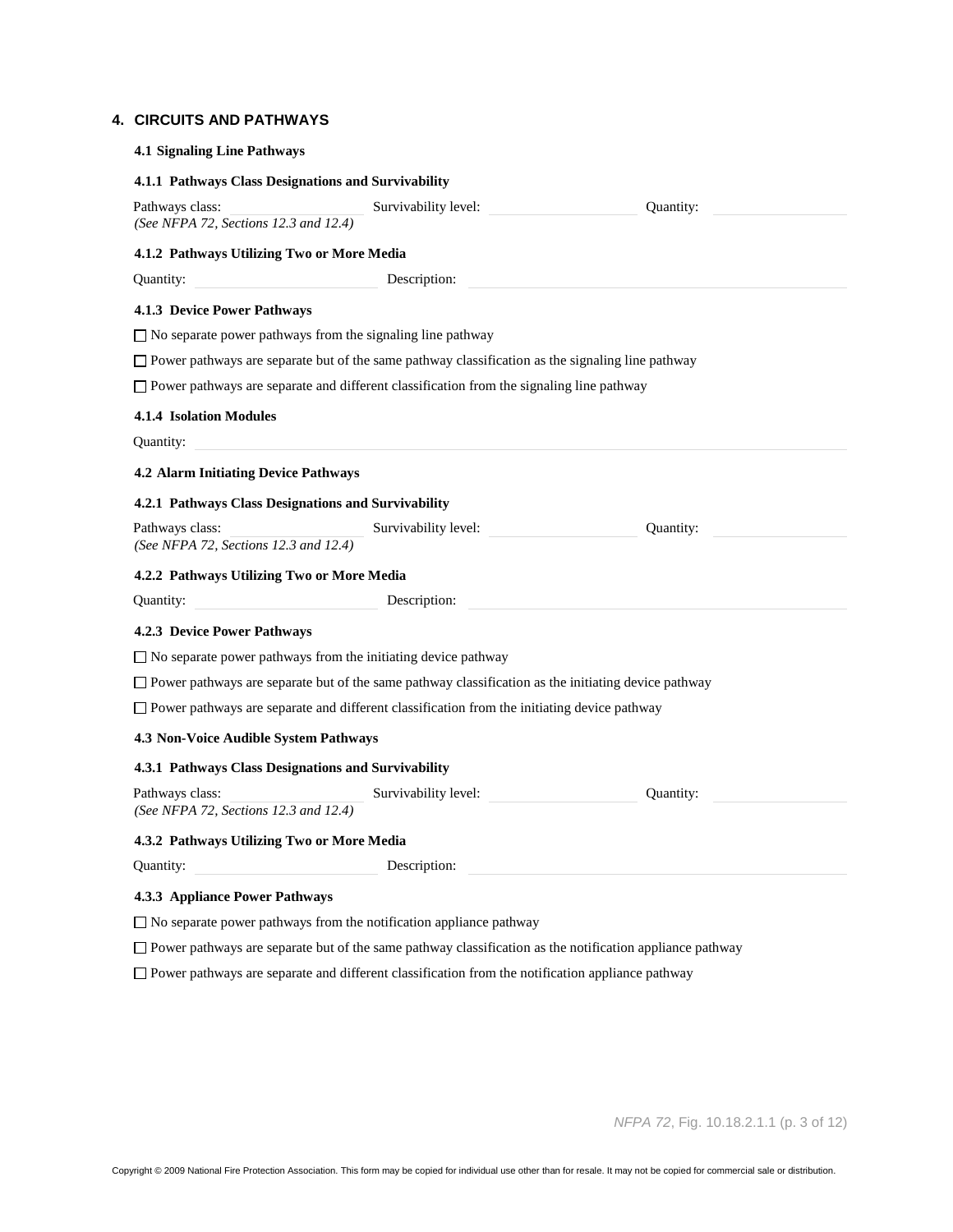## 4. CIRCUITS AND PATHWAYS

### 4.1 Signaling Line Pathways

#### 4.1.1 Pathways Class Designations and Survivability

Pathways class: \_\_\_\_\_\_\_\_\_\_ Survivability level: \_\_\_\_\_\_\_\_\_\_ Quantity: \_\_\_\_\_\_\_\_\_\_
*(See NFPA 72, Sections 12.3 and 12.4)*

#### 4.1.2 Pathways Utilizing Two or More Media

Quantity: \_\_\_\_\_\_\_\_\_\_ Description: \_\_\_\_\_\_\_\_\_\_

#### 4.1.3 Device Power Pathways

☐ No separate power pathways from the signaling line pathway

☐ Power pathways are separate but of the same pathway classification as the signaling line pathway

☐ Power pathways are separate and different classification from the signaling line pathway

#### 4.1.4 Isolation Modules

Quantity: \_\_\_\_\_\_\_\_\_\_

### 4.2 Alarm Initiating Device Pathways

#### 4.2.1 Pathways Class Designations and Survivability

Pathways class: \_\_\_\_\_\_\_\_\_\_ Survivability level: \_\_\_\_\_\_\_\_\_\_ Quantity: \_\_\_\_\_\_\_\_\_\_
*(See NFPA 72, Sections 12.3 and 12.4)*

#### 4.2.2 Pathways Utilizing Two or More Media

Quantity: \_\_\_\_\_\_\_\_\_\_ Description: \_\_\_\_\_\_\_\_\_\_

#### 4.2.3 Device Power Pathways

☐ No separate power pathways from the initiating device pathway

☐ Power pathways are separate but of the same pathway classification as the initiating device pathway

☐ Power pathways are separate and different classification from the initiating device pathway

### 4.3 Non-Voice Audible System Pathways

#### 4.3.1 Pathways Class Designations and Survivability

Pathways class: \_\_\_\_\_\_\_\_\_\_ Survivability level: \_\_\_\_\_\_\_\_\_\_ Quantity: \_\_\_\_\_\_\_\_\_\_
*(See NFPA 72, Sections 12.3 and 12.4)*

#### 4.3.2 Pathways Utilizing Two or More Media

Quantity: \_\_\_\_\_\_\_\_\_\_ Description: \_\_\_\_\_\_\_\_\_\_

#### 4.3.3 Appliance Power Pathways

☐ No separate power pathways from the notification appliance pathway

☐ Power pathways are separate but of the same pathway classification as the notification appliance pathway

☐ Power pathways are separate and different classification from the notification appliance pathway

*NFPA 72*, Fig. 10.18.2.1.1 (p. 3 of 12)

Copyright © 2009 National Fire Protection Association. This form may be copied for individual use other than for resale. It may not be copied for commercial sale or distribution.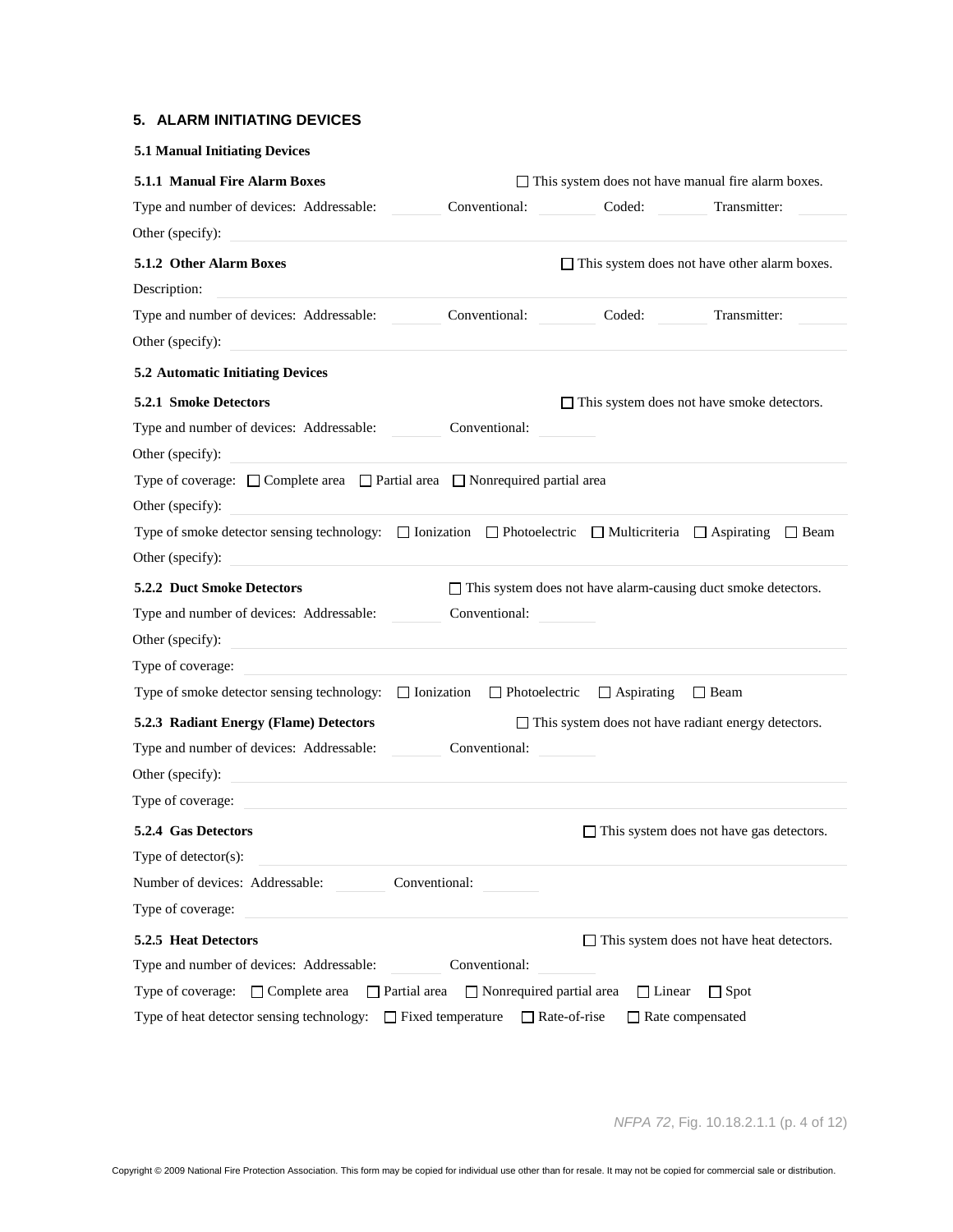## 5. ALARM INITIATING DEVICES

### 5.1 Manual Initiating Devices

**5.1.1 Manual Fire Alarm Boxes** ☐ This system does not have manual fire alarm boxes.

Type and number of devices: Addressable: ______ Conventional: ______ Coded: ______ Transmitter: ______

Other (specify): ______

**5.1.2 Other Alarm Boxes** ☐ This system does not have other alarm boxes.

Description: ______

Type and number of devices: Addressable: ______ Conventional: ______ Coded: ______ Transmitter: ______

Other (specify): ______

### 5.2 Automatic Initiating Devices

**5.2.1 Smoke Detectors** ☐ This system does not have smoke detectors.

Type and number of devices: Addressable: ______ Conventional: ______

Other (specify): ______

Type of coverage: ☐ Complete area ☐ Partial area ☐ Nonrequired partial area

Other (specify): ______

Type of smoke detector sensing technology: ☐ Ionization ☐ Photoelectric ☐ Multicriteria ☐ Aspirating ☐ Beam

Other (specify): ______

**5.2.2 Duct Smoke Detectors** ☐ This system does not have alarm-causing duct smoke detectors.

Type and number of devices: Addressable: ______ Conventional: ______

Other (specify): ______

Type of coverage: ______

Type of smoke detector sensing technology: ☐ Ionization ☐ Photoelectric ☐ Aspirating ☐ Beam

**5.2.3 Radiant Energy (Flame) Detectors** ☐ This system does not have radiant energy detectors.

Type and number of devices: Addressable: ______ Conventional: ______

Other (specify): ______

Type of coverage: ______

**5.2.4 Gas Detectors** ☐ This system does not have gas detectors.

Type of detector(s): ______

Number of devices: Addressable: ______ Conventional: ______

Type of coverage: ______

**5.2.5 Heat Detectors** ☐ This system does not have heat detectors.

Type and number of devices: Addressable: ______ Conventional: ______

Type of coverage: ☐ Complete area ☐ Partial area ☐ Nonrequired partial area ☐ Linear ☐ Spot

Type of heat detector sensing technology: ☐ Fixed temperature ☐ Rate-of-rise ☐ Rate compensated

*NFPA 72*, Fig. 10.18.2.1.1 (p. 4 of 12)

Copyright © 2009 National Fire Protection Association. This form may be copied for individual use other than for resale. It may not be copied for commercial sale or distribution.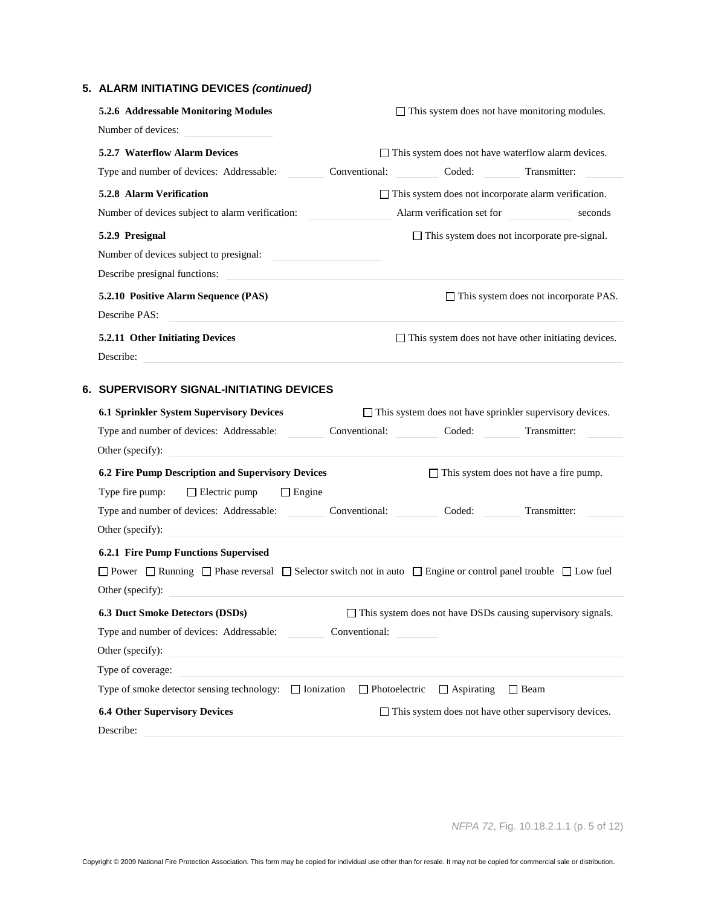## 5. ALARM INITIATING DEVICES *(continued)*

**5.2.6 Addressable Monitoring Modules** ☐ This system does not have monitoring modules.

Number of devices: ____________

**5.2.7 Waterflow Alarm Devices** ☐ This system does not have waterflow alarm devices.

Type and number of devices: Addressable: ______ Conventional: ______ Coded: ______ Transmitter: ______

**5.2.8 Alarm Verification** ☐ This system does not incorporate alarm verification.

Number of devices subject to alarm verification: ____________ Alarm verification set for ____________ seconds

**5.2.9 Presignal** ☐ This system does not incorporate pre-signal.

Number of devices subject to presignal: ____________

Describe presignal functions: ____________

**5.2.10 Positive Alarm Sequence (PAS)** ☐ This system does not incorporate PAS.

Describe PAS: ____________

**5.2.11 Other Initiating Devices** ☐ This system does not have other initiating devices.

Describe: ____________

## 6. SUPERVISORY SIGNAL-INITIATING DEVICES

**6.1 Sprinkler System Supervisory Devices** ☐ This system does not have sprinkler supervisory devices.

Type and number of devices: Addressable: ______ Conventional: ______ Coded: ______ Transmitter: ______

Other (specify): ____________

**6.2 Fire Pump Description and Supervisory Devices** ☐ This system does not have a fire pump.

Type fire pump: ☐ Electric pump ☐ Engine

Type and number of devices: Addressable: ______ Conventional: ______ Coded: ______ Transmitter: ______

Other (specify): ____________

**6.2.1 Fire Pump Functions Supervised**

☐ Power ☐ Running ☐ Phase reversal ☐ Selector switch not in auto ☐ Engine or control panel trouble ☐ Low fuel

Other (specify): ____________

**6.3 Duct Smoke Detectors (DSDs)** ☐ This system does not have DSDs causing supervisory signals.

Type and number of devices: Addressable: ______ Conventional: ______

Other (specify): ____________

Type of coverage: ____________

Type of smoke detector sensing technology: ☐ Ionization ☐ Photoelectric ☐ Aspirating ☐ Beam

**6.4 Other Supervisory Devices** ☐ This system does not have other supervisory devices.

Describe: ____________

*NFPA 72*, Fig. 10.18.2.1.1 (p. 5 of 12)

Copyright © 2009 National Fire Protection Association. This form may be copied for individual use other than for resale. It may not be copied for commercial sale or distribution.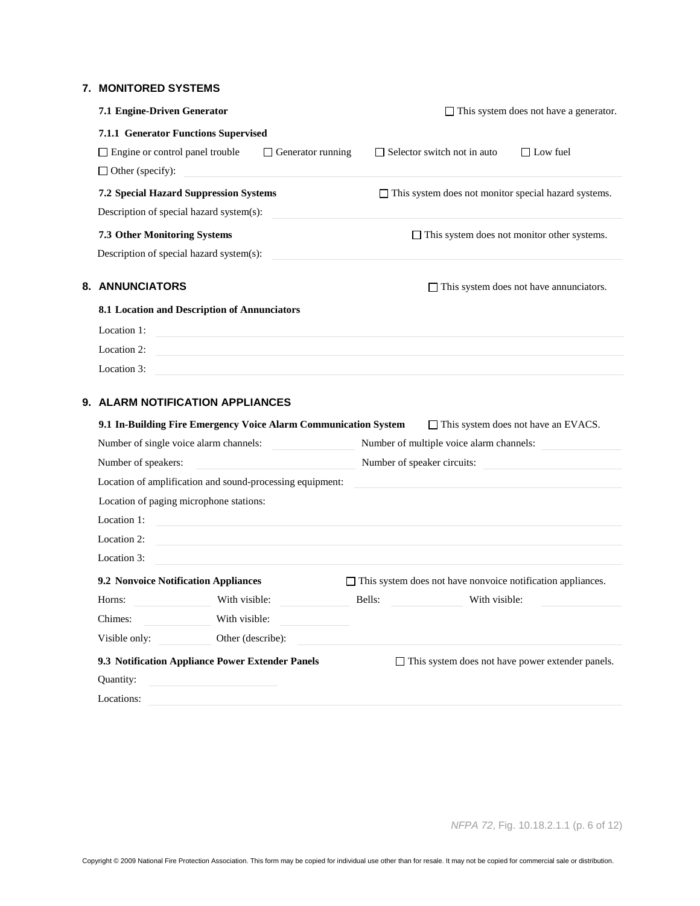## 7. MONITORED SYSTEMS

**7.1 Engine-Driven Generator** ☐ This system does not have a generator.

**7.1.1 Generator Functions Supervised**

☐ Engine or control panel trouble ☐ Generator running ☐ Selector switch not in auto ☐ Low fuel

☐ Other (specify): \_\_\_\_\_\_\_\_\_\_\_\_\_\_\_\_

**7.2 Special Hazard Suppression Systems** ☐ This system does not monitor special hazard systems.

Description of special hazard system(s): \_\_\_\_\_\_\_\_\_\_\_\_\_\_\_\_

**7.3 Other Monitoring Systems** ☐ This system does not monitor other systems.

Description of special hazard system(s): \_\_\_\_\_\_\_\_\_\_\_\_\_\_\_\_

## 8. ANNUNCIATORS

☐ This system does not have annunciators.

**8.1 Location and Description of Annunciators**

Location 1: \_\_\_\_\_\_\_\_\_\_\_\_\_\_\_\_

Location 2: \_\_\_\_\_\_\_\_\_\_\_\_\_\_\_\_

Location 3: \_\_\_\_\_\_\_\_\_\_\_\_\_\_\_\_

## 9. ALARM NOTIFICATION APPLIANCES

**9.1 In-Building Fire Emergency Voice Alarm Communication System** ☐ This system does not have an EVACS.

Number of single voice alarm channels: \_\_\_\_\_\_\_\_ Number of multiple voice alarm channels: \_\_\_\_\_\_\_\_

Number of speakers: \_\_\_\_\_\_\_\_ Number of speaker circuits: \_\_\_\_\_\_\_\_

Location of amplification and sound-processing equipment: \_\_\_\_\_\_\_\_\_\_\_\_\_\_\_\_

Location of paging microphone stations:

Location 1: \_\_\_\_\_\_\_\_\_\_\_\_\_\_\_\_

Location 2: \_\_\_\_\_\_\_\_\_\_\_\_\_\_\_\_

Location 3: \_\_\_\_\_\_\_\_\_\_\_\_\_\_\_\_

**9.2 Nonvoice Notification Appliances** ☐ This system does not have nonvoice notification appliances.

Horns: \_\_\_\_\_\_\_\_ With visible: \_\_\_\_\_\_\_\_ Bells: \_\_\_\_\_\_\_\_ With visible: \_\_\_\_\_\_\_\_

Chimes: \_\_\_\_\_\_\_\_ With visible: \_\_\_\_\_\_\_\_

Visible only: \_\_\_\_\_\_\_\_ Other (describe): \_\_\_\_\_\_\_\_\_\_\_\_\_\_\_\_

**9.3 Notification Appliance Power Extender Panels** ☐ This system does not have power extender panels.

Quantity: \_\_\_\_\_\_\_\_

Locations: \_\_\_\_\_\_\_\_\_\_\_\_\_\_\_\_

*NFPA 72*, Fig. 10.18.2.1.1 (p. 6 of 12)

Copyright © 2009 National Fire Protection Association. This form may be copied for individual use other than for resale. It may not be copied for commercial sale or distribution.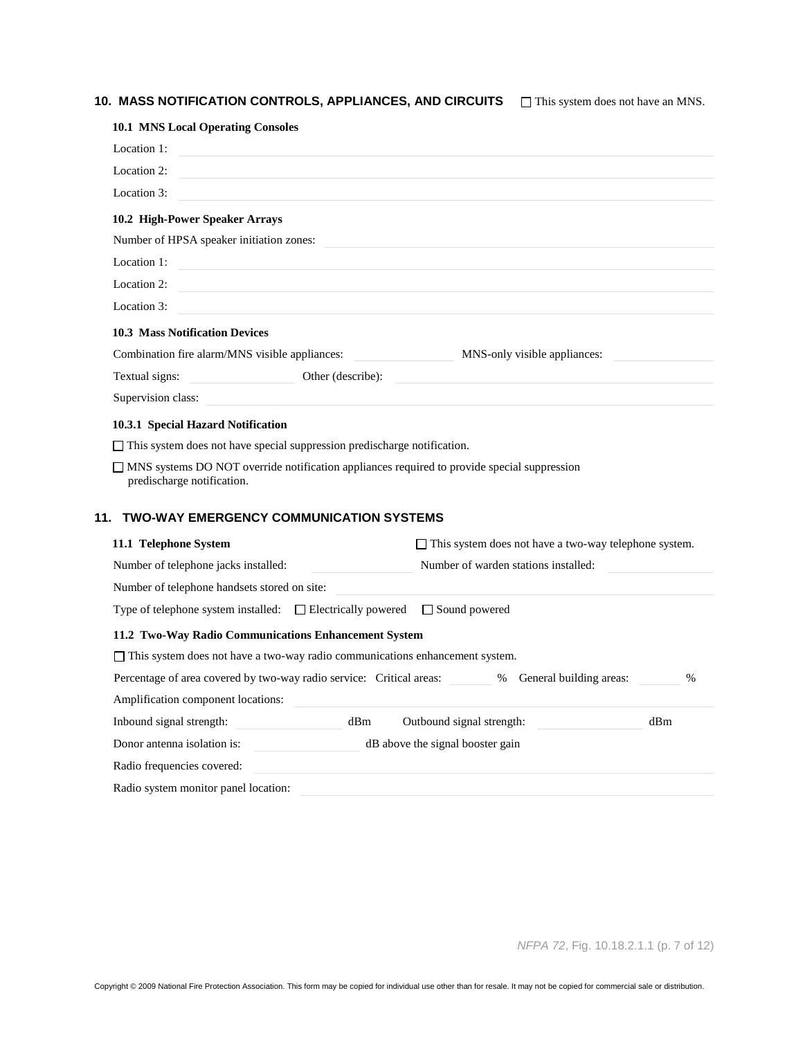## 10. MASS NOTIFICATION CONTROLS, APPLIANCES, AND CIRCUITS

☐ This system does not have an MNS.

### 10.1 MNS Local Operating Consoles

Location 1: ____________________

Location 2: ____________________

Location 3: ____________________

### 10.2 High-Power Speaker Arrays

Number of HPSA speaker initiation zones: ____________________

Location 1: ____________________

Location 2: ____________________

Location 3: ____________________

### 10.3 Mass Notification Devices

Combination fire alarm/MNS visible appliances: __________ MNS-only visible appliances: __________

Textual signs: __________ Other (describe): ____________________

Supervision class: ____________________

#### 10.3.1 Special Hazard Notification

☐ This system does not have special suppression predischarge notification.

☐ MNS systems DO NOT override notification appliances required to provide special suppression predischarge notification.

## 11. TWO-WAY EMERGENCY COMMUNICATION SYSTEMS

### 11.1 Telephone System

☐ This system does not have a two-way telephone system.

Number of telephone jacks installed: __________ Number of warden stations installed: __________

Number of telephone handsets stored on site: ____________________

Type of telephone system installed: ☐ Electrically powered ☐ Sound powered

### 11.2 Two-Way Radio Communications Enhancement System

☐ This system does not have a two-way radio communications enhancement system.

Percentage of area covered by two-way radio service: Critical areas: ______ % General building areas: ______ %

Amplification component locations: ____________________

Inbound signal strength: __________ dBm Outbound signal strength: __________ dBm

Donor antenna isolation is: __________ dB above the signal booster gain

Radio frequencies covered: ____________________

Radio system monitor panel location: ____________________

*NFPA 72*, Fig. 10.18.2.1.1 (p. 7 of 12)

Copyright © 2009 National Fire Protection Association. This form may be copied for individual use other than for resale. It may not be copied for commercial sale or distribution.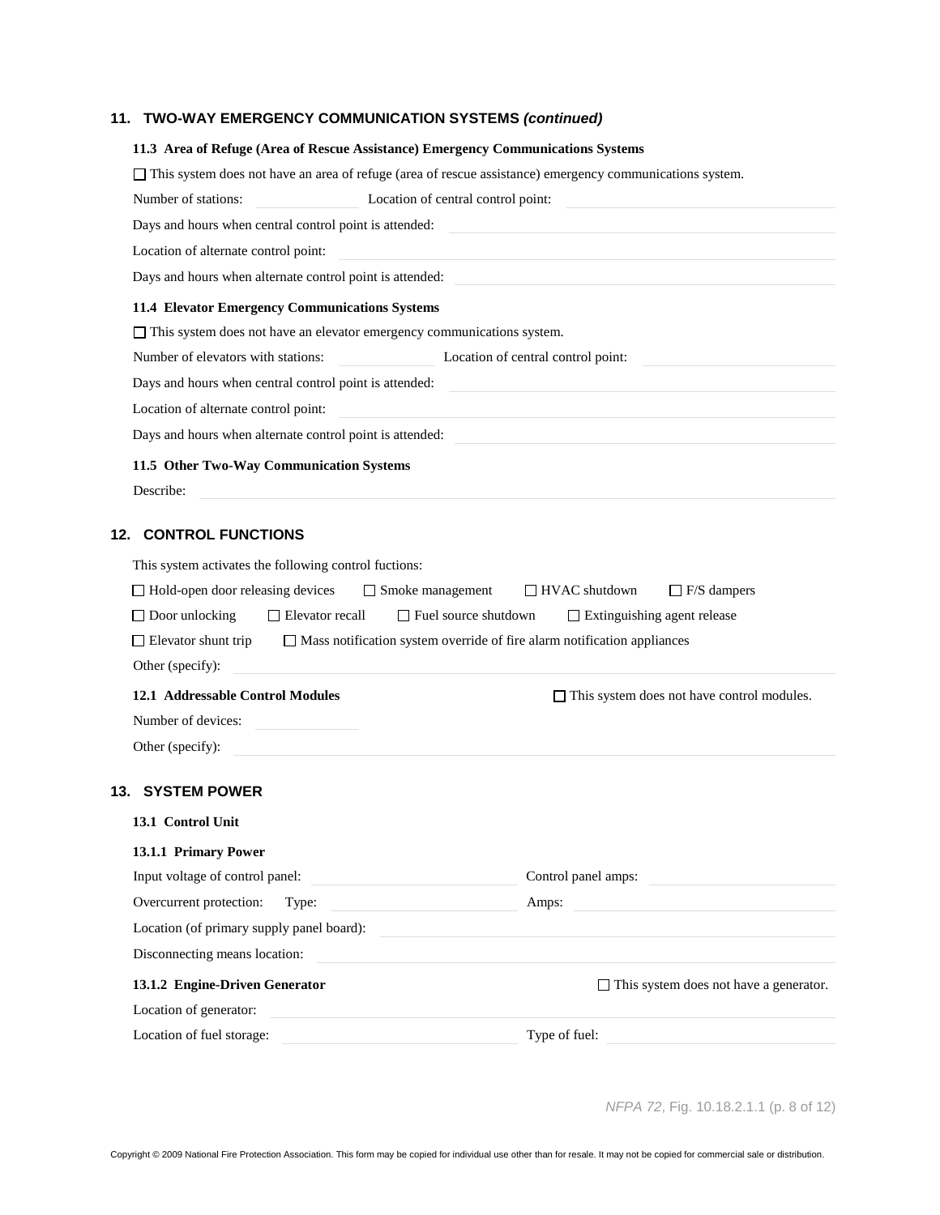## 11. TWO-WAY EMERGENCY COMMUNICATION SYSTEMS *(continued)*

### 11.3 Area of Refuge (Area of Rescue Assistance) Emergency Communications Systems

☐ This system does not have an area of refuge (area of rescue assistance) emergency communications system.

Number of stations: ____________ Location of central control point: ____________________

Days and hours when central control point is attended: ____________________

Location of alternate control point: ____________________

Days and hours when alternate control point is attended: ____________________

### 11.4 Elevator Emergency Communications Systems

☐ This system does not have an elevator emergency communications system.

Number of elevators with stations: ____________ Location of central control point: ____________________

Days and hours when central control point is attended: ____________________

Location of alternate control point: ____________________

Days and hours when alternate control point is attended: ____________________

### 11.5 Other Two-Way Communication Systems

Describe: ____________________

## 12. CONTROL FUNCTIONS

This system activates the following control fuctions:

☐ Hold-open door releasing devices ☐ Smoke management ☐ HVAC shutdown ☐ F/S dampers

☐ Door unlocking ☐ Elevator recall ☐ Fuel source shutdown ☐ Extinguishing agent release

☐ Elevator shunt trip ☐ Mass notification system override of fire alarm notification appliances

Other (specify): ____________________

### 12.1 Addressable Control Modules

☐ This system does not have control modules.

Number of devices: ____________

Other (specify): ____________________

## 13. SYSTEM POWER

### 13.1 Control Unit

#### 13.1.1 Primary Power

Input voltage of control panel: ____________ Control panel amps: ____________

Overcurrent protection: Type: ____________ Amps: ____________

Location (of primary supply panel board): ____________________

Disconnecting means location: ____________________

#### 13.1.2 Engine-Driven Generator

☐ This system does not have a generator.

Location of generator: ____________________

Location of fuel storage: ____________ Type of fuel: ____________

*NFPA 72*, Fig. 10.18.2.1.1 (p. 8 of 12)

Copyright © 2009 National Fire Protection Association. This form may be copied for individual use other than for resale. It may not be copied for commercial sale or distribution.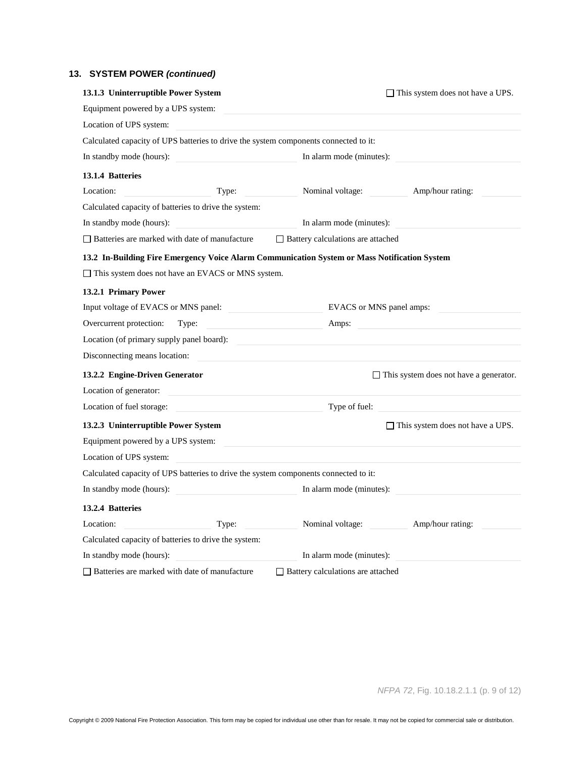## 13. SYSTEM POWER *(continued)*

**13.1.3 Uninterruptible Power System** ☐ This system does not have a UPS.

Equipment powered by a UPS system: ______________________

Location of UPS system: ______________________

Calculated capacity of UPS batteries to drive the system components connected to it:

In standby mode (hours): ____________ In alarm mode (minutes): ____________

**13.1.4 Batteries**

Location: ________ Type: ________ Nominal voltage: ________ Amp/hour rating: ________

Calculated capacity of batteries to drive the system:

In standby mode (hours): ____________ In alarm mode (minutes): ____________

☐ Batteries are marked with date of manufacture ☐ Battery calculations are attached

**13.2 In-Building Fire Emergency Voice Alarm Communication System or Mass Notification System**

☐ This system does not have an EVACS or MNS system.

**13.2.1 Primary Power**

Input voltage of EVACS or MNS panel: ____________ EVACS or MNS panel amps: ____________

Overcurrent protection: Type: ____________ Amps: ____________

Location (of primary supply panel board): ______________________

Disconnecting means location: ______________________

**13.2.2 Engine-Driven Generator** ☐ This system does not have a generator.

Location of generator: ______________________

Location of fuel storage: ____________ Type of fuel: ____________

**13.2.3 Uninterruptible Power System** ☐ This system does not have a UPS.

Equipment powered by a UPS system: ______________________

Location of UPS system: ______________________

Calculated capacity of UPS batteries to drive the system components connected to it:

In standby mode (hours): ____________ In alarm mode (minutes): ____________

**13.2.4 Batteries**

Location: ________ Type: ________ Nominal voltage: ________ Amp/hour rating: ________

Calculated capacity of batteries to drive the system:

In standby mode (hours): ____________ In alarm mode (minutes): ____________

☐ Batteries are marked with date of manufacture ☐ Battery calculations are attached

*NFPA 72*, Fig. 10.18.2.1.1 (p. 9 of 12)

Copyright © 2009 National Fire Protection Association. This form may be copied for individual use other than for resale. It may not be copied for commercial sale or distribution.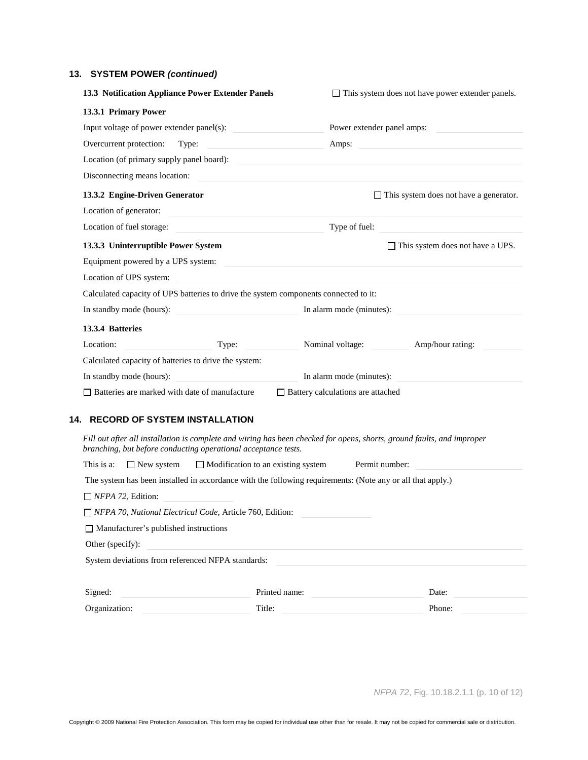## 13. SYSTEM POWER *(continued)*

**13.3 Notification Appliance Power Extender Panels** ☐ This system does not have power extender panels.

**13.3.1 Primary Power**

Input voltage of power extender panel(s): ____________ Power extender panel amps: ____________

Overcurrent protection: Type: ____________ Amps: ____________

Location (of primary supply panel board): ____________

Disconnecting means location: ____________

**13.3.2 Engine-Driven Generator** ☐ This system does not have a generator.

Location of generator: ____________

Location of fuel storage: ____________ Type of fuel: ____________

**13.3.3 Uninterruptible Power System** ☐ This system does not have a UPS.

Equipment powered by a UPS system: ____________

Location of UPS system: ____________

Calculated capacity of UPS batteries to drive the system components connected to it:

In standby mode (hours): ____________ In alarm mode (minutes): ____________

**13.3.4 Batteries**

Location: ____________ Type: ____________ Nominal voltage: ____________ Amp/hour rating: ____________

Calculated capacity of batteries to drive the system:

In standby mode (hours): ____________ In alarm mode (minutes): ____________

☐ Batteries are marked with date of manufacture ☐ Battery calculations are attached

## 14. RECORD OF SYSTEM INSTALLATION

*Fill out after all installation is complete and wiring has been checked for opens, shorts, ground faults, and improper branching, but before conducting operational acceptance tests.*

This is a: ☐ New system ☐ Modification to an existing system Permit number: ____________

The system has been installed in accordance with the following requirements: (Note any or all that apply.)

☐ *NFPA 72*, Edition: ____________

☐ *NFPA 70, National Electrical Code*, Article 760, Edition: ____________

☐ Manufacturer's published instructions

Other (specify): ____________

System deviations from referenced NFPA standards: ____________

Signed: ____________ Printed name: ____________ Date: ____________

Organization: ____________ Title: ____________ Phone: ____________

*NFPA 72*, Fig. 10.18.2.1.1

Copyright © 2009 National Fire Protection Association. This form may be copied for individual use other than for resale. It may not be copied for commercial sale or distribution.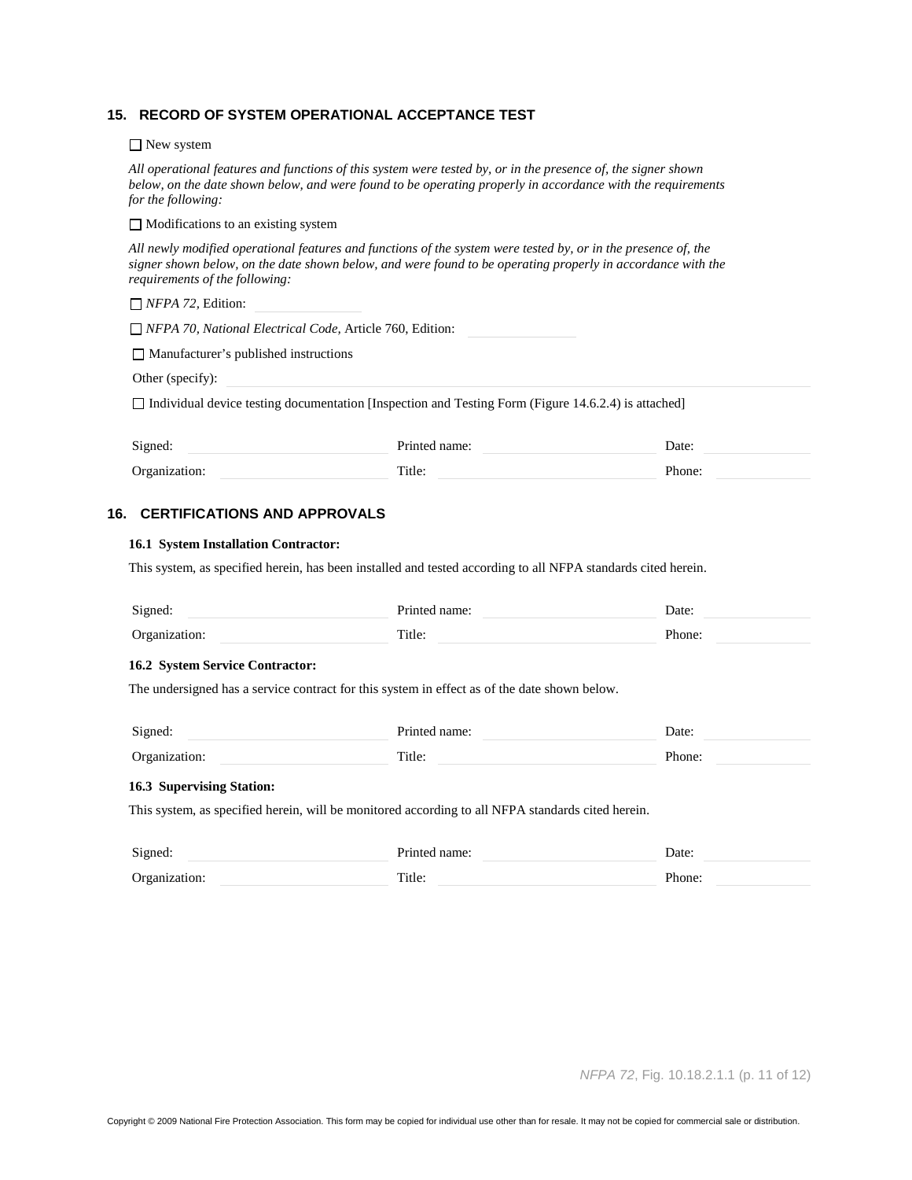## 15. RECORD OF SYSTEM OPERATIONAL ACCEPTANCE TEST

☐ New system

*All operational features and functions of this system were tested by, or in the presence of, the signer shown below, on the date shown below, and were found to be operating properly in accordance with the requirements for the following:*

☐ Modifications to an existing system

*All newly modified operational features and functions of the system were tested by, or in the presence of, the signer shown below, on the date shown below, and were found to be operating properly in accordance with the requirements of the following:*

☐ *NFPA 72*, Edition: ______________

☐ *NFPA 70, National Electrical Code*, Article 760, Edition: ______________

☐ Manufacturer's published instructions

Other (specify): ______________

☐ Individual device testing documentation [Inspection and Testing Form (Figure 14.6.2.4) is attached]

| | | | | | |
|---|---|---|---|---|---|
| Signed: | | Printed name: | | Date: | |
| Organization: | | Title: | | Phone: | |

## 16. CERTIFICATIONS AND APPROVALS

### 16.1 System Installation Contractor:

This system, as specified herein, has been installed and tested according to all NFPA standards cited herein.

| | | | | | |
|---|---|---|---|---|---|
| Signed: | | Printed name: | | Date: | |
| Organization: | | Title: | | Phone: | |

### 16.2 System Service Contractor:

The undersigned has a service contract for this system in effect as of the date shown below.

| | | | | | |
|---|---|---|---|---|---|
| Signed: | | Printed name: | | Date: | |
| Organization: | | Title: | | Phone: | |

### 16.3 Supervising Station:

This system, as specified herein, will be monitored according to all NFPA standards cited herein.

| | | | | | |
|---|---|---|---|---|---|
| Signed: | | Printed name: | | Date: | |
| Organization: | | Title: | | Phone: | |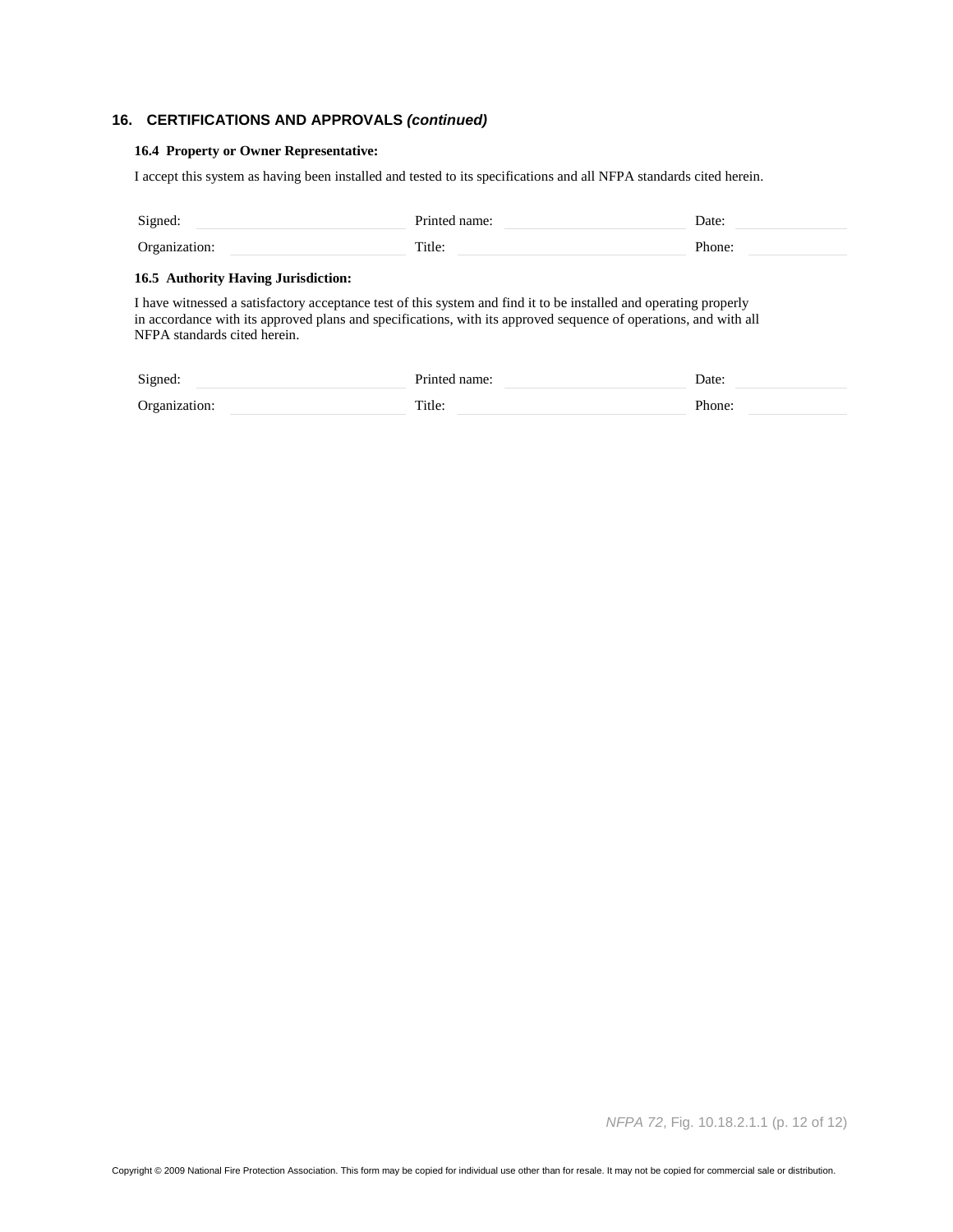## 16. CERTIFICATIONS AND APPROVALS *(continued)*

**16.4 Property or Owner Representative:**

I accept this system as having been installed and tested to its specifications and all NFPA standards cited herein.

| | | | | | |
|---|---|---|---|---|---|
| Signed: | | Printed name: | | Date: | |
| Organization: | | Title: | | Phone: | |

**16.5 Authority Having Jurisdiction:**

I have witnessed a satisfactory acceptance test of this system and find it to be installed and operating properly in accordance with its approved plans and specifications, with its approved sequence of operations, and with all NFPA standards cited herein.

| | | | | | |
|---|---|---|---|---|---|
| Signed: | | Printed name: | | Date: | |
| Organization: | | Title: | | Phone: | |

*NFPA 72*, Fig. 10.18.2.1.1 (p. 12 of 12)

Copyright © 2009 National Fire Protection Association. This form may be copied for individual use other than for resale. It may not be copied for commercial sale or distribution.